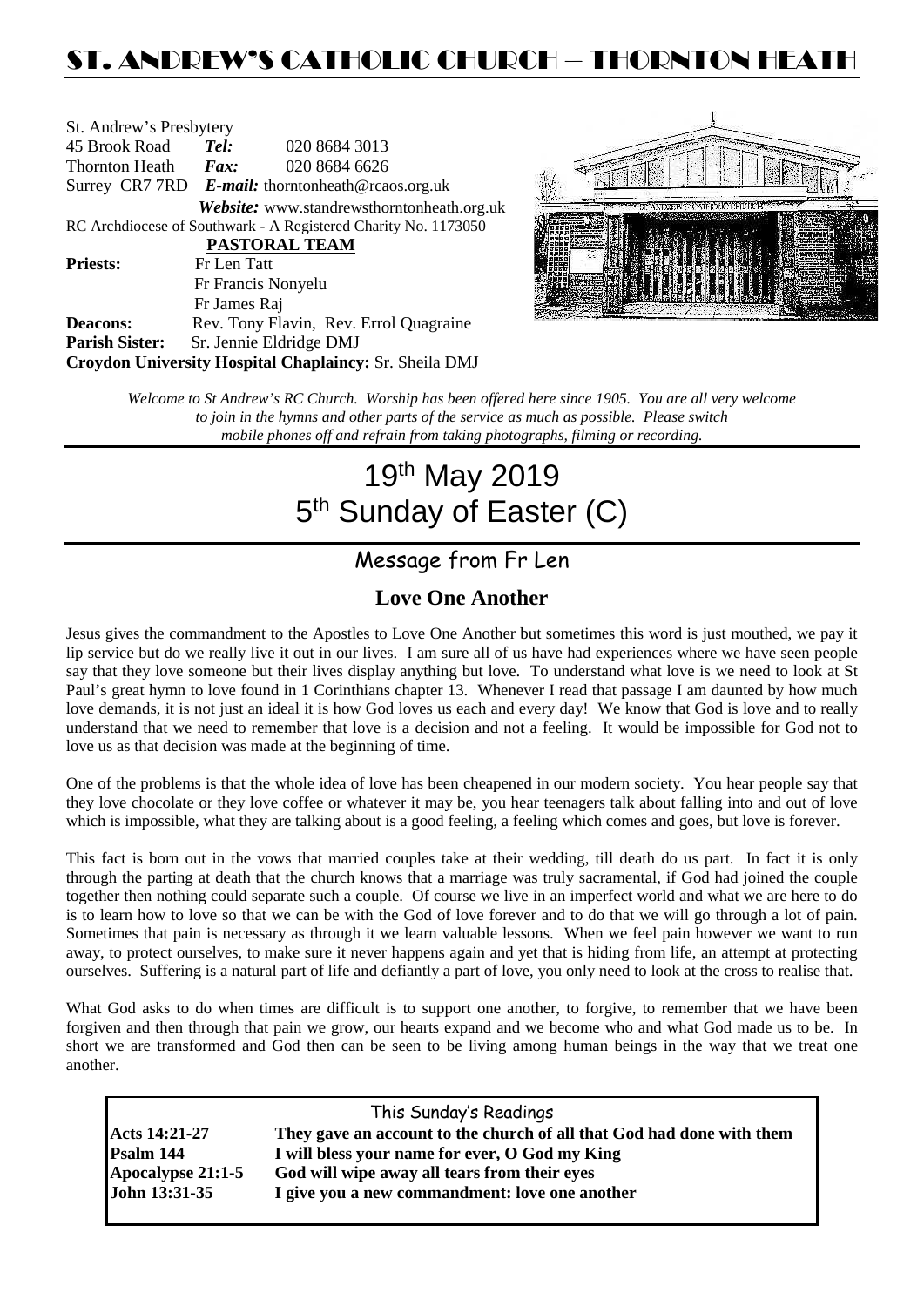# ST. ANDREW'S CATHOLIC CHURCH – THORNTON HEATH

St. Andrew's Presbytery
45 Brook Road **Tel:** 020 8684 3013
Thornton Heath **Fax:** 020 8684 6626
Surrey CR7 7RD **E-mail:** thorntonheath@rcaos.org.uk
***Website:*** www.standrewsthorntonheath.org.uk
RC Archdiocese of Southwark - A Registered Charity No. 1173050

**PASTORAL TEAM**

**Priests:** Fr Len Tatt
Fr Francis Nonyelu
Fr James Raj
**Deacons:** Rev. Tony Flavin, Rev. Errol Quagraine
**Parish Sister:** Sr. Jennie Eldridge DMJ
**Croydon University Hospital Chaplaincy:** Sr. Sheila DMJ

*Welcome to St Andrew's RC Church. Worship has been offered here since 1905. You are all very welcome to join in the hymns and other parts of the service as much as possible. Please switch mobile phones off and refrain from taking photographs, filming or recording.*

# 19th May 2019
# 5th Sunday of Easter (C)

## Message from Fr Len

### Love One Another

Jesus gives the commandment to the Apostles to Love One Another but sometimes this word is just mouthed, we pay it lip service but do we really live it out in our lives. I am sure all of us have had experiences where we have seen people say that they love someone but their lives display anything but love. To understand what love is we need to look at St Paul's great hymn to love found in 1 Corinthians chapter 13. Whenever I read that passage I am daunted by how much love demands, it is not just an ideal it is how God loves us each and every day! We know that God is love and to really understand that we need to remember that love is a decision and not a feeling. It would be impossible for God not to love us as that decision was made at the beginning of time.

One of the problems is that the whole idea of love has been cheapened in our modern society. You hear people say that they love chocolate or they love coffee or whatever it may be, you hear teenagers talk about falling into and out of love which is impossible, what they are talking about is a good feeling, a feeling which comes and goes, but love is forever.

This fact is born out in the vows that married couples take at their wedding, till death do us part. In fact it is only through the parting at death that the church knows that a marriage was truly sacramental, if God had joined the couple together then nothing could separate such a couple. Of course we live in an imperfect world and what we are here to do is to learn how to love so that we can be with the God of love forever and to do that we will go through a lot of pain. Sometimes that pain is necessary as through it we learn valuable lessons. When we feel pain however we want to run away, to protect ourselves, to make sure it never happens again and yet that is hiding from life, an attempt at protecting ourselves. Suffering is a natural part of life and defiantly a part of love, you only need to look at the cross to realise that.

What God asks to do when times are difficult is to support one another, to forgive, to remember that we have been forgiven and then through that pain we grow, our hearts expand and we become who and what God made us to be. In short we are transformed and God then can be seen to be living among human beings in the way that we treat one another.

This Sunday's Readings

| | |
|---|---|
| **Acts 14:21-27** | **They gave an account to the church of all that God had done with them** |
| **Psalm 144** | **I will bless your name for ever, O God my King** |
| **Apocalypse 21:1-5** | **God will wipe away all tears from their eyes** |
| **John 13:31-35** | **I give you a new commandment: love one another** |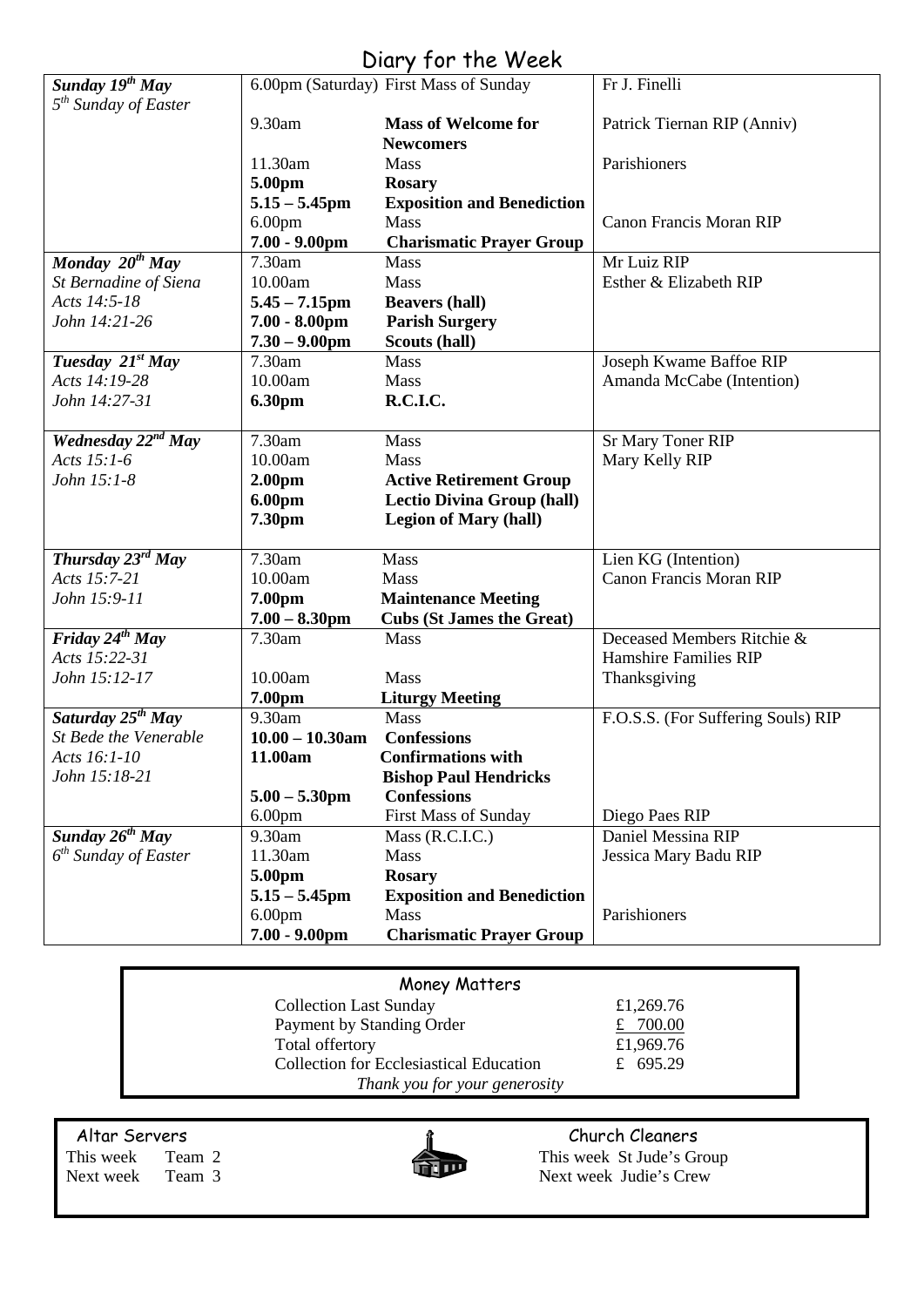# Diary for the Week

| | | | |
|---|---|---|---|
| ***Sunday 19th May*** *5th Sunday of Easter* | 6.00pm (Saturday) | First Mass of Sunday | Fr J. Finelli |
| | 9.30am | **Mass of Welcome for Newcomers** | Patrick Tiernan RIP (Anniv) |
| | 11.30am | Mass | Parishioners |
| | **5.00pm** | **Rosary** | |
| | **5.15 – 5.45pm** | **Exposition and Benediction** | |
| | 6.00pm | Mass | Canon Francis Moran RIP |
| | **7.00 - 9.00pm** | **Charismatic Prayer Group** | |
| ***Monday 20th May*** *St Bernadine of Siena* | 7.30am | Mass | Mr Luiz RIP |
| *Acts 14:5-18* | 10.00am | Mass | Esther & Elizabeth RIP |
| *John 14:21-26* | **5.45 – 7.15pm** | **Beavers (hall)** | |
| | **7.00 - 8.00pm** | **Parish Surgery** | |
| | **7.30 – 9.00pm** | **Scouts (hall)** | |
| ***Tuesday 21st May*** | 7.30am | Mass | Joseph Kwame Baffoe RIP |
| *Acts 14:19-28* | 10.00am | Mass | Amanda McCabe (Intention) |
| *John 14:27-31* | **6.30pm** | **R.C.I.C.** | |
| ***Wednesday 22nd May*** | 7.30am | Mass | Sr Mary Toner RIP |
| *Acts 15:1-6* | 10.00am | Mass | Mary Kelly RIP |
| *John 15:1-8* | **2.00pm** | **Active Retirement Group** | |
| | **6.00pm** | **Lectio Divina Group (hall)** | |
| | **7.30pm** | **Legion of Mary (hall)** | |
| ***Thursday 23rd May*** | 7.30am | Mass | Lien KG (Intention) |
| *Acts 15:7-21* | 10.00am | Mass | Canon Francis Moran RIP |
| *John 15:9-11* | **7.00pm** | **Maintenance Meeting** | |
| | **7.00 – 8.30pm** | **Cubs (St James the Great)** | |
| ***Friday 24th May*** | 7.30am | Mass | Deceased Members Ritchie & Hamshire Families RIP |
| *Acts 15:22-31* | | | |
| *John 15:12-17* | 10.00am | Mass | Thanksgiving |
| | **7.00pm** | **Liturgy Meeting** | |
| ***Saturday 25th May*** *St Bede the Venerable* | 9.30am | Mass | F.O.S.S. (For Suffering Souls) RIP |
| *Acts 16:1-10* | **10.00 – 10.30am** | **Confessions** | |
| *John 15:18-21* | **11.00am** | **Confirmations with Bishop Paul Hendricks** | |
| | **5.00 – 5.30pm** | **Confessions** | |
| | 6.00pm | First Mass of Sunday | Diego Paes RIP |
| ***Sunday 26th May*** *6th Sunday of Easter* | 9.30am | Mass (R.C.I.C.) | Daniel Messina RIP |
| | 11.30am | Mass | Jessica Mary Badu RIP |
| | **5.00pm** | **Rosary** | |
| | **5.15 – 5.45pm** | **Exposition and Benediction** | |
| | 6.00pm | Mass | Parishioners |
| | **7.00 - 9.00pm** | **Charismatic Prayer Group** | |

## Money Matters

| | |
|---|---|
| Collection Last Sunday | £1,269.76 |
| Payment by Standing Order | £ 700.00 |
| Total offertory | £1,969.76 |
| Collection for Ecclesiastical Education | £ 695.29 |

*Thank you for your generosity*

## Altar Servers

This week Team 2
Next week Team 3

## Church Cleaners

This week St Jude's Group
Next week Judie's Crew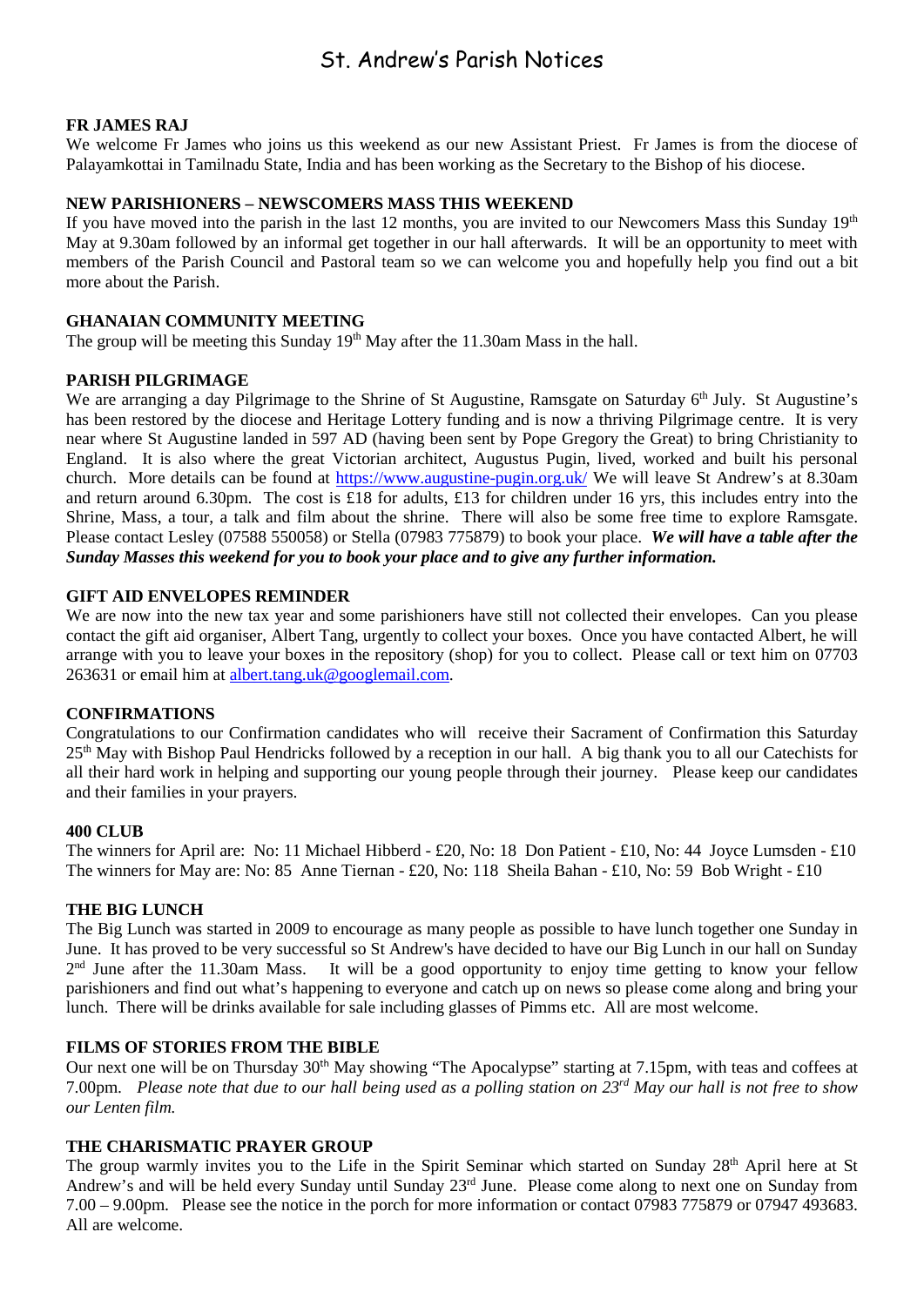# St. Andrew's Parish Notices

**FR JAMES RAJ**

We welcome Fr James who joins us this weekend as our new Assistant Priest. Fr James is from the diocese of Palayamkottai in Tamilnadu State, India and has been working as the Secretary to the Bishop of his diocese.

**NEW PARISHIONERS – NEWSCOMERS MASS THIS WEEKEND**

If you have moved into the parish in the last 12 months, you are invited to our Newcomers Mass this Sunday 19th May at 9.30am followed by an informal get together in our hall afterwards. It will be an opportunity to meet with members of the Parish Council and Pastoral team so we can welcome you and hopefully help you find out a bit more about the Parish.

**GHANAIAN COMMUNITY MEETING**

The group will be meeting this Sunday 19th May after the 11.30am Mass in the hall.

**PARISH PILGRIMAGE**

We are arranging a day Pilgrimage to the Shrine of St Augustine, Ramsgate on Saturday 6th July. St Augustine's has been restored by the diocese and Heritage Lottery funding and is now a thriving Pilgrimage centre. It is very near where St Augustine landed in 597 AD (having been sent by Pope Gregory the Great) to bring Christianity to England. It is also where the great Victorian architect, Augustus Pugin, lived, worked and built his personal church. More details can be found at https://www.augustine-pugin.org.uk/ We will leave St Andrew's at 8.30am and return around 6.30pm. The cost is £18 for adults, £13 for children under 16 yrs, this includes entry into the Shrine, Mass, a tour, a talk and film about the shrine. There will also be some free time to explore Ramsgate. Please contact Lesley (07588 550058) or Stella (07983 775879) to book your place. ***We will have a table after the Sunday Masses this weekend for you to book your place and to give any further information.***

**GIFT AID ENVELOPES REMINDER**

We are now into the new tax year and some parishioners have still not collected their envelopes. Can you please contact the gift aid organiser, Albert Tang, urgently to collect your boxes. Once you have contacted Albert, he will arrange with you to leave your boxes in the repository (shop) for you to collect. Please call or text him on 07703 263631 or email him at albert.tang.uk@googlemail.com.

**CONFIRMATIONS**

Congratulations to our Confirmation candidates who will receive their Sacrament of Confirmation this Saturday 25th May with Bishop Paul Hendricks followed by a reception in our hall. A big thank you to all our Catechists for all their hard work in helping and supporting our young people through their journey. Please keep our candidates and their families in your prayers.

**400 CLUB**

The winners for April are: No: 11 Michael Hibberd - £20, No: 18 Don Patient - £10, No: 44 Joyce Lumsden - £10
The winners for May are: No: 85 Anne Tiernan - £20, No: 118 Sheila Bahan - £10, No: 59 Bob Wright - £10

**THE BIG LUNCH**

The Big Lunch was started in 2009 to encourage as many people as possible to have lunch together one Sunday in June. It has proved to be very successful so St Andrew's have decided to have our Big Lunch in our hall on Sunday 2nd June after the 11.30am Mass. It will be a good opportunity to enjoy time getting to know your fellow parishioners and find out what's happening to everyone and catch up on news so please come along and bring your lunch. There will be drinks available for sale including glasses of Pimms etc. All are most welcome.

**FILMS OF STORIES FROM THE BIBLE**

Our next one will be on Thursday 30th May showing "The Apocalypse" starting at 7.15pm, with teas and coffees at 7.00pm. *Please note that due to our hall being used as a polling station on 23rd May our hall is not free to show our Lenten film.*

**THE CHARISMATIC PRAYER GROUP**

The group warmly invites you to the Life in the Spirit Seminar which started on Sunday 28th April here at St Andrew's and will be held every Sunday until Sunday 23rd June. Please come along to next one on Sunday from 7.00 – 9.00pm. Please see the notice in the porch for more information or contact 07983 775879 or 07947 493683. All are welcome.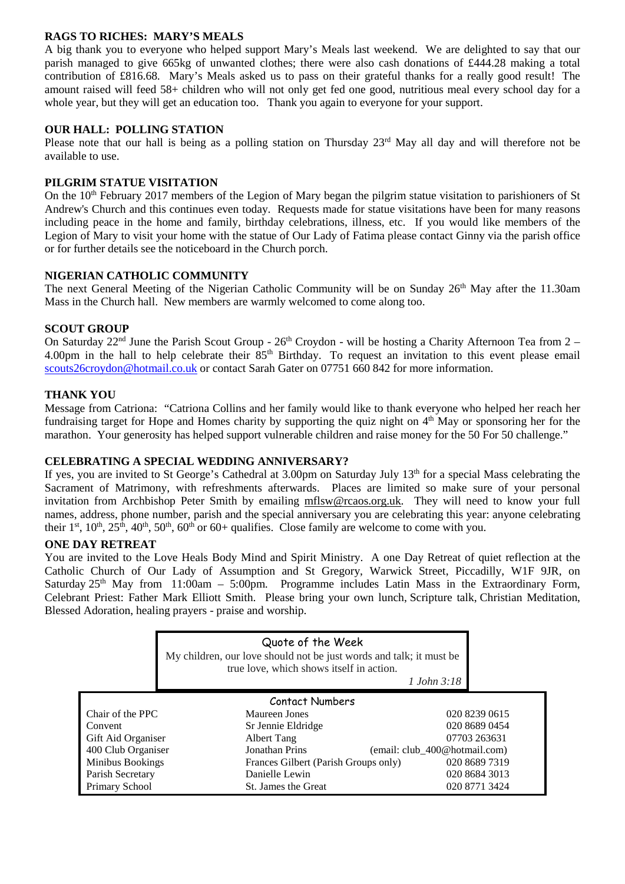## RAGS TO RICHES: MARY'S MEALS

A big thank you to everyone who helped support Mary's Meals last weekend. We are delighted to say that our parish managed to give 665kg of unwanted clothes; there were also cash donations of £444.28 making a total contribution of £816.68. Mary's Meals asked us to pass on their grateful thanks for a really good result! The amount raised will feed 58+ children who will not only get fed one good, nutritious meal every school day for a whole year, but they will get an education too. Thank you again to everyone for your support.

## OUR HALL: POLLING STATION

Please note that our hall is being as a polling station on Thursday 23rd May all day and will therefore not be available to use.

## PILGRIM STATUE VISITATION

On the 10th February 2017 members of the Legion of Mary began the pilgrim statue visitation to parishioners of St Andrew's Church and this continues even today. Requests made for statue visitations have been for many reasons including peace in the home and family, birthday celebrations, illness, etc. If you would like members of the Legion of Mary to visit your home with the statue of Our Lady of Fatima please contact Ginny via the parish office or for further details see the noticeboard in the Church porch.

## NIGERIAN CATHOLIC COMMUNITY

The next General Meeting of the Nigerian Catholic Community will be on Sunday 26th May after the 11.30am Mass in the Church hall. New members are warmly welcomed to come along too.

## SCOUT GROUP

On Saturday 22nd June the Parish Scout Group - 26th Croydon - will be hosting a Charity Afternoon Tea from 2 – 4.00pm in the hall to help celebrate their 85th Birthday. To request an invitation to this event please email scouts26croydon@hotmail.co.uk or contact Sarah Gater on 07751 660 842 for more information.

## THANK YOU

Message from Catriona: "Catriona Collins and her family would like to thank everyone who helped her reach her fundraising target for Hope and Homes charity by supporting the quiz night on 4th May or sponsoring her for the marathon. Your generosity has helped support vulnerable children and raise money for the 50 For 50 challenge."

## CELEBRATING A SPECIAL WEDDING ANNIVERSARY?

If yes, you are invited to St George's Cathedral at 3.00pm on Saturday July 13th for a special Mass celebrating the Sacrament of Matrimony, with refreshments afterwards. Places are limited so make sure of your personal invitation from Archbishop Peter Smith by emailing mflsw@rcaos.org.uk. They will need to know your full names, address, phone number, parish and the special anniversary you are celebrating this year: anyone celebrating their 1st, 10th, 25th, 40th, 50th, 60th or 60+ qualifies. Close family are welcome to come with you.

## ONE DAY RETREAT

You are invited to the Love Heals Body Mind and Spirit Ministry. A one Day Retreat of quiet reflection at the Catholic Church of Our Lady of Assumption and St Gregory, Warwick Street, Piccadilly, W1F 9JR, on Saturday 25th May from 11:00am – 5:00pm. Programme includes Latin Mass in the Extraordinary Form, Celebrant Priest: Father Mark Elliott Smith. Please bring your own lunch, Scripture talk, Christian Meditation, Blessed Adoration, healing prayers - praise and worship.

### Quote of the Week

My children, our love should not be just words and talk; it must be true love, which shows itself in action.

*1 John 3:18*

### Contact Numbers

| | | |
|---|---|---|
| Chair of the PPC | Maureen Jones | 020 8239 0615 |
| Convent | Sr Jennie Eldridge | 020 8689 0454 |
| Gift Aid Organiser | Albert Tang | 07703 263631 |
| 400 Club Organiser | Jonathan Prins | (email: club_400@hotmail.com) |
| Minibus Bookings | Frances Gilbert (Parish Groups only) | 020 8689 7319 |
| Parish Secretary | Danielle Lewin | 020 8684 3013 |
| Primary School | St. James the Great | 020 8771 3424 |